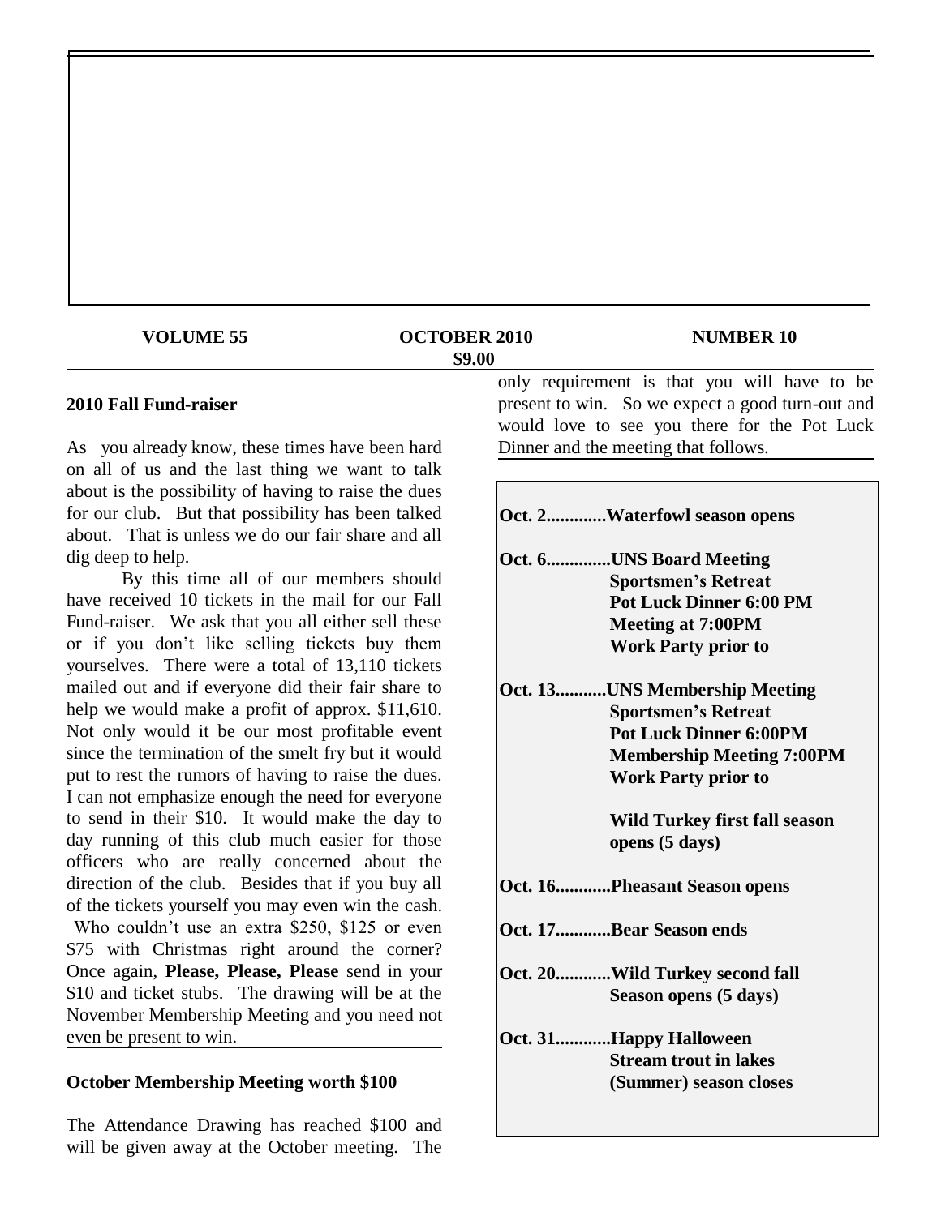**VOLUME 55** **OCTOBER 2010** **NUMBER 10**

**$9.00**

## 2010 Fall Fund-raiser

As you already know, these times have been hard on all of us and the last thing we want to talk about is the possibility of having to raise the dues for our club. But that possibility has been talked about. That is unless we do our fair share and all dig deep to help.

By this time all of our members should have received 10 tickets in the mail for our Fall Fund-raiser. We ask that you all either sell these or if you don't like selling tickets buy them yourselves. There were a total of 13,110 tickets mailed out and if everyone did their fair share to help we would make a profit of approx. $11,610. Not only would it be our most profitable event since the termination of the smelt fry but it would put to rest the rumors of having to raise the dues. I can not emphasize enough the need for everyone to send in their $10. It would make the day to day running of this club much easier for those officers who are really concerned about the direction of the club. Besides that if you buy all of the tickets yourself you may even win the cash. Who couldn't use an extra $250, $125 or even $75 with Christmas right around the corner? Once again, **Please, Please, Please** send in your $10 and ticket stubs. The drawing will be at the November Membership Meeting and you need not even be present to win.

## October Membership Meeting worth $100

The Attendance Drawing has reached $100 and will be given away at the October meeting. The only requirement is that you will have to be present to win. So we expect a good turn-out and would love to see you there for the Pot Luck Dinner and the meeting that follows.

**Oct. 2............Waterfowl season opens**

**Oct. 6.............UNS Board Meeting**
**Sportsmen's Retreat**
**Pot Luck Dinner 6:00 PM**
**Meeting at 7:00PM**
**Work Party prior to**

**Oct. 13...........UNS Membership Meeting**
**Sportsmen's Retreat**
**Pot Luck Dinner 6:00PM**
**Membership Meeting 7:00PM**
**Work Party prior to**

**Wild Turkey first fall season opens (5 days)**

**Oct. 16............Pheasant Season opens**

**Oct. 17............Bear Season ends**

**Oct. 20............Wild Turkey second fall Season opens (5 days)**

**Oct. 31............Happy Halloween**
**Stream trout in lakes (Summer) season closes**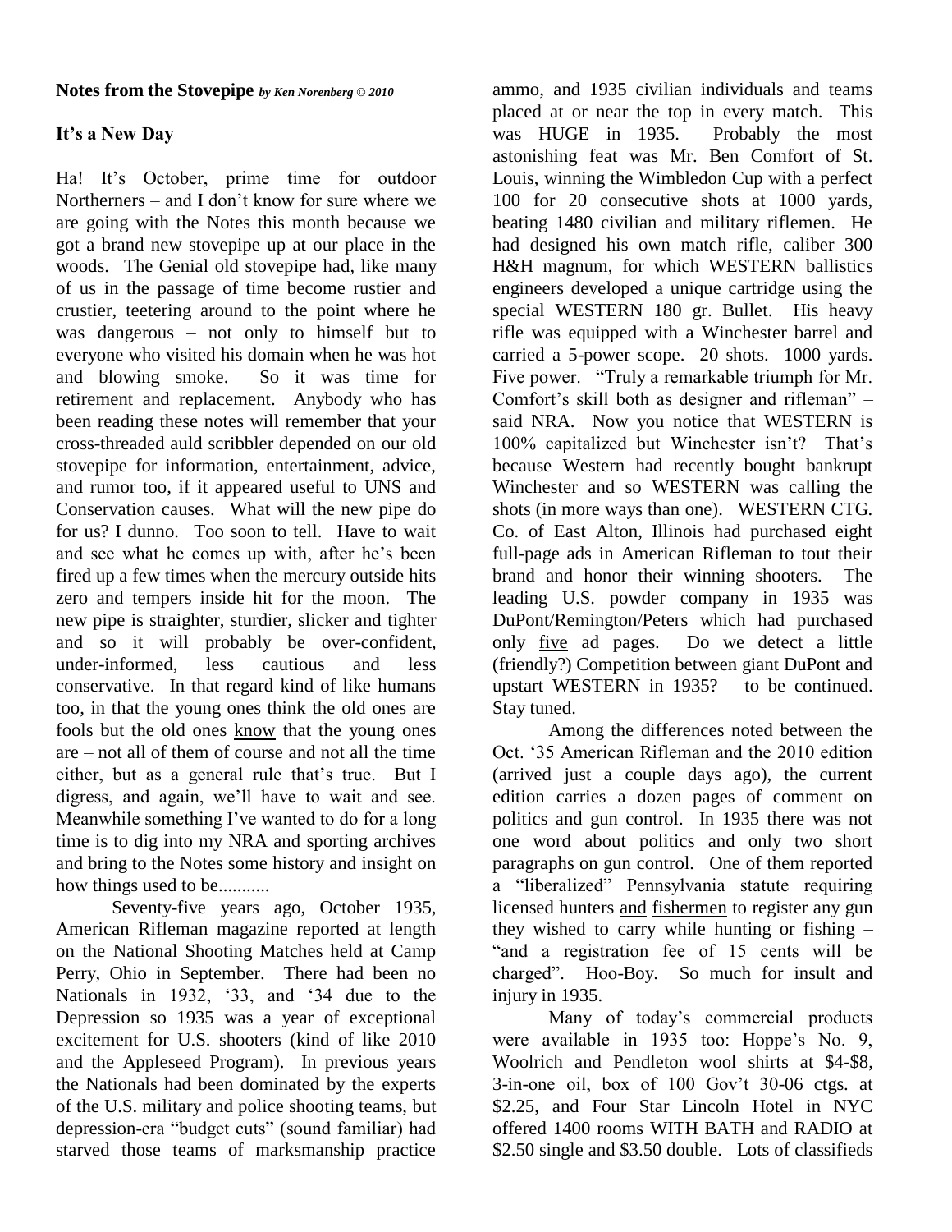**Notes from the Stovepipe** *by Ken Norenberg © 2010*

**It's a New Day**

Ha! It's October, prime time for outdoor Northerners – and I don't know for sure where we are going with the Notes this month because we got a brand new stovepipe up at our place in the woods. The Genial old stovepipe had, like many of us in the passage of time become rustier and crustier, teetering around to the point where he was dangerous – not only to himself but to everyone who visited his domain when he was hot and blowing smoke. So it was time for retirement and replacement. Anybody who has been reading these notes will remember that your cross-threaded auld scribbler depended on our old stovepipe for information, entertainment, advice, and rumor too, if it appeared useful to UNS and Conservation causes. What will the new pipe do for us? I dunno. Too soon to tell. Have to wait and see what he comes up with, after he's been fired up a few times when the mercury outside hits zero and tempers inside hit for the moon. The new pipe is straighter, sturdier, slicker and tighter and so it will probably be over-confident, under-informed, less cautious and less conservative. In that regard kind of like humans too, in that the young ones think the old ones are fools but the old ones know that the young ones are – not all of them of course and not all the time either, but as a general rule that's true. But I digress, and again, we'll have to wait and see. Meanwhile something I've wanted to do for a long time is to dig into my NRA and sporting archives and bring to the Notes some history and insight on how things used to be...........

Seventy-five years ago, October 1935, American Rifleman magazine reported at length on the National Shooting Matches held at Camp Perry, Ohio in September. There had been no Nationals in 1932, '33, and '34 due to the Depression so 1935 was a year of exceptional excitement for U.S. shooters (kind of like 2010 and the Appleseed Program). In previous years the Nationals had been dominated by the experts of the U.S. military and police shooting teams, but depression-era "budget cuts" (sound familiar) had starved those teams of marksmanship practice ammo, and 1935 civilian individuals and teams placed at or near the top in every match. This was HUGE in 1935. Probably the most astonishing feat was Mr. Ben Comfort of St. Louis, winning the Wimbledon Cup with a perfect 100 for 20 consecutive shots at 1000 yards, beating 1480 civilian and military riflemen. He had designed his own match rifle, caliber 300 H&H magnum, for which WESTERN ballistics engineers developed a unique cartridge using the special WESTERN 180 gr. Bullet. His heavy rifle was equipped with a Winchester barrel and carried a 5-power scope. 20 shots. 1000 yards. Five power. "Truly a remarkable triumph for Mr. Comfort's skill both as designer and rifleman" – said NRA. Now you notice that WESTERN is 100% capitalized but Winchester isn't? That's because Western had recently bought bankrupt Winchester and so WESTERN was calling the shots (in more ways than one). WESTERN CTG. Co. of East Alton, Illinois had purchased eight full-page ads in American Rifleman to tout their brand and honor their winning shooters. The leading U.S. powder company in 1935 was DuPont/Remington/Peters which had purchased only five ad pages. Do we detect a little (friendly?) Competition between giant DuPont and upstart WESTERN in 1935? – to be continued. Stay tuned.

Among the differences noted between the Oct. '35 American Rifleman and the 2010 edition (arrived just a couple days ago), the current edition carries a dozen pages of comment on politics and gun control. In 1935 there was not one word about politics and only two short paragraphs on gun control. One of them reported a "liberalized" Pennsylvania statute requiring licensed hunters and fishermen to register any gun they wished to carry while hunting or fishing – "and a registration fee of 15 cents will be charged". Hoo-Boy. So much for insult and injury in 1935.

Many of today's commercial products were available in 1935 too: Hoppe's No. 9, Woolrich and Pendleton wool shirts at $4-$8, 3-in-one oil, box of 100 Gov't 30-06 ctgs. at $2.25, and Four Star Lincoln Hotel in NYC offered 1400 rooms WITH BATH and RADIO at $2.50 single and $3.50 double. Lots of classifieds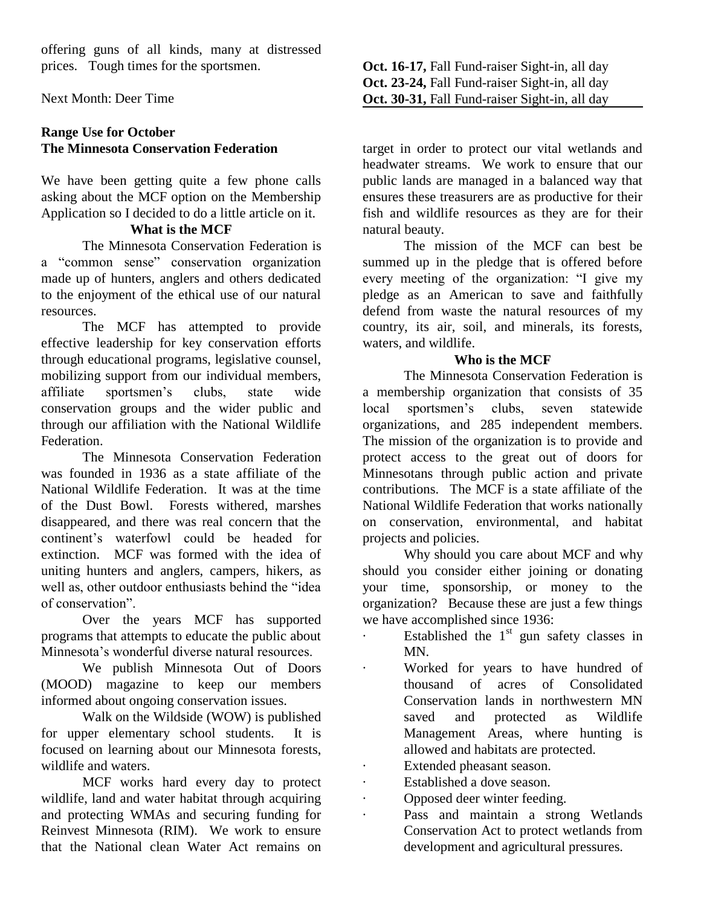offering guns of all kinds, many at distressed prices. Tough times for the sportsmen.

Next Month: Deer Time

**Oct. 16-17,** Fall Fund-raiser Sight-in, all day
**Oct. 23-24,** Fall Fund-raiser Sight-in, all day
**Oct. 30-31,** Fall Fund-raiser Sight-in, all day

**Range Use for October**
**The Minnesota Conservation Federation**

We have been getting quite a few phone calls asking about the MCF option on the Membership Application so I decided to do a little article on it.

**What is the MCF**

The Minnesota Conservation Federation is a "common sense" conservation organization made up of hunters, anglers and others dedicated to the enjoyment of the ethical use of our natural resources.

The MCF has attempted to provide effective leadership for key conservation efforts through educational programs, legislative counsel, mobilizing support from our individual members, affiliate sportsmen's clubs, state wide conservation groups and the wider public and through our affiliation with the National Wildlife Federation.

The Minnesota Conservation Federation was founded in 1936 as a state affiliate of the National Wildlife Federation. It was at the time of the Dust Bowl. Forests withered, marshes disappeared, and there was real concern that the continent's waterfowl could be headed for extinction. MCF was formed with the idea of uniting hunters and anglers, campers, hikers, as well as, other outdoor enthusiasts behind the "idea of conservation".

Over the years MCF has supported programs that attempts to educate the public about Minnesota's wonderful diverse natural resources.

We publish Minnesota Out of Doors (MOOD) magazine to keep our members informed about ongoing conservation issues.

Walk on the Wildside (WOW) is published for upper elementary school students. It is focused on learning about our Minnesota forests, wildlife and waters.

MCF works hard every day to protect wildlife, land and water habitat through acquiring and protecting WMAs and securing funding for Reinvest Minnesota (RIM). We work to ensure that the National clean Water Act remains on target in order to protect our vital wetlands and headwater streams. We work to ensure that our public lands are managed in a balanced way that ensures these treasurers are as productive for their fish and wildlife resources as they are for their natural beauty.

The mission of the MCF can best be summed up in the pledge that is offered before every meeting of the organization: "I give my pledge as an American to save and faithfully defend from waste the natural resources of my country, its air, soil, and minerals, its forests, waters, and wildlife.

**Who is the MCF**

The Minnesota Conservation Federation is a membership organization that consists of 35 local sportsmen's clubs, seven statewide organizations, and 285 independent members. The mission of the organization is to provide and protect access to the great out of doors for Minnesotans through public action and private contributions. The MCF is a state affiliate of the National Wildlife Federation that works nationally on conservation, environmental, and habitat projects and policies.

Why should you care about MCF and why should you consider either joining or donating your time, sponsorship, or money to the organization? Because these are just a few things we have accomplished since 1936:

- Established the 1st gun safety classes in MN.
- Worked for years to have hundred of thousand of acres of Consolidated Conservation lands in northwestern MN saved and protected as Wildlife Management Areas, where hunting is allowed and habitats are protected.
- Extended pheasant season.
- Established a dove season.
- Opposed deer winter feeding.
- Pass and maintain a strong Wetlands Conservation Act to protect wetlands from development and agricultural pressures.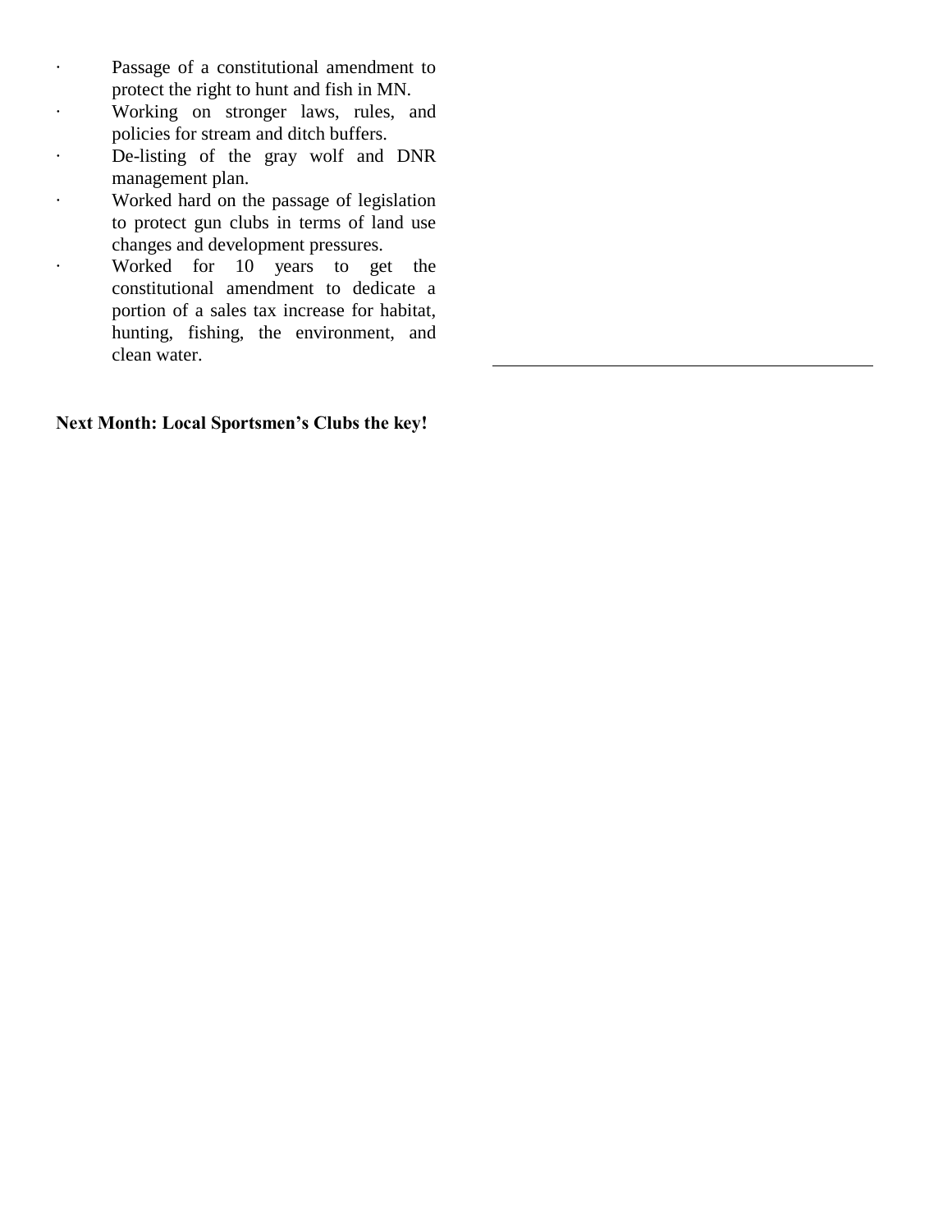- Passage of a constitutional amendment to protect the right to hunt and fish in MN.
- Working on stronger laws, rules, and policies for stream and ditch buffers.
- De-listing of the gray wolf and DNR management plan.
- Worked hard on the passage of legislation to protect gun clubs in terms of land use changes and development pressures.
- Worked for 10 years to get the constitutional amendment to dedicate a portion of a sales tax increase for habitat, hunting, fishing, the environment, and clean water.

**Next Month: Local Sportsmen's Clubs the key!**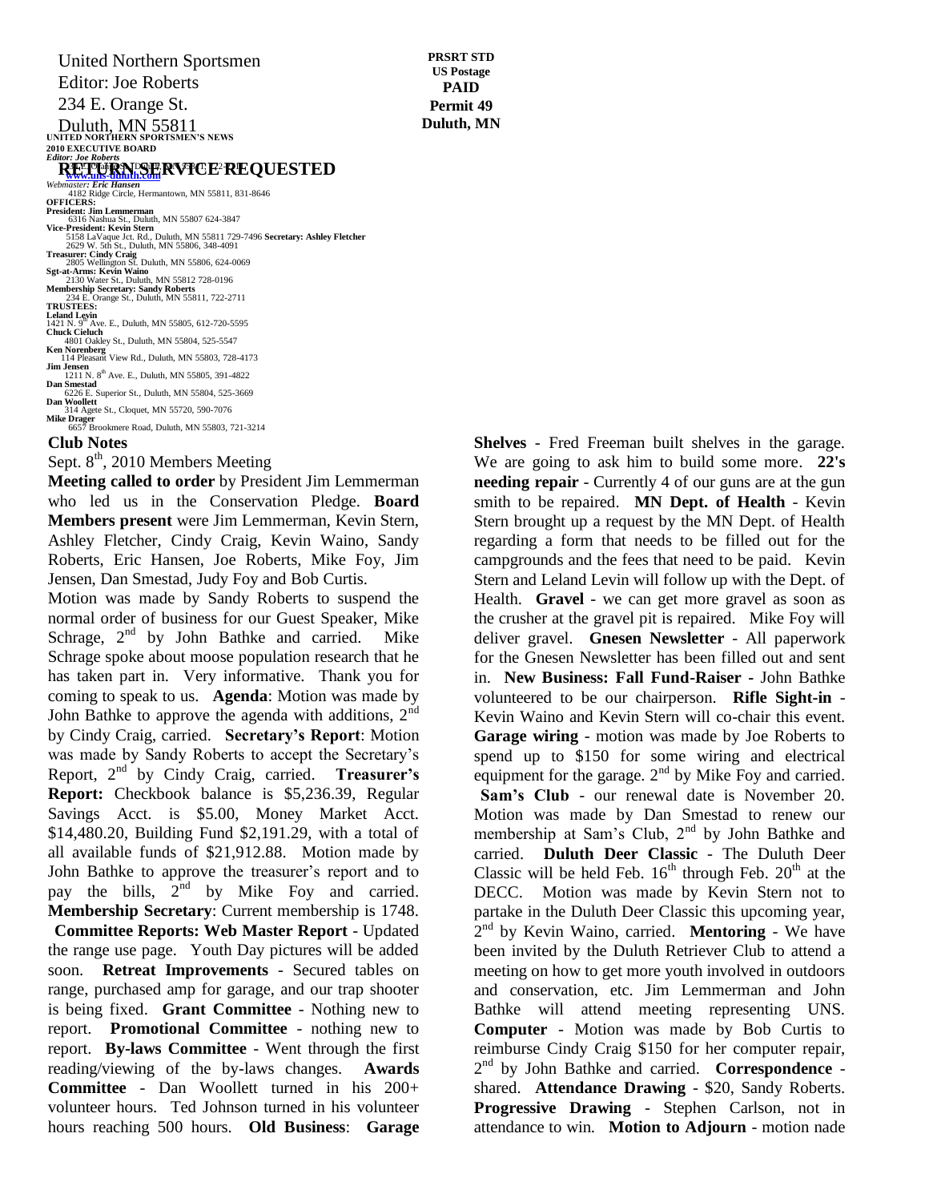United Northern Sportsmen
Editor: Joe Roberts
234 E. Orange St.
Duluth, MN 55811

**PRSRT STD**
**US Postage**
**PAID**
**Permit 49**
**Duluth, MN**

**RETURN SERVICE REQUESTED**

**UNITED NORTHERN SPORTSMEN'S NEWS**

**2010 EXECUTIVE BOARD**

***Editor: Joe Roberts***

**www.uns-duluth.com**

***Webmaster: Eric Hansen***
4182 Ridge Circle, Hermantown, MN 55811, 831-8646

**OFFICERS:**

**President: Jim Lemmerman**
6316 Nashua St., Duluth, MN 55807 624-3847

**Vice-President: Kevin Stern**
5158 LaVaque Jct. Rd., Duluth, MN 55811 729-7496

**Secretary: Ashley Fletcher**
2629 W. 5th St., Duluth, MN 55806, 348-4091

**Treasurer: Cindy Craig**
2805 Wellington St. Duluth, MN 55806, 624-0069

**Sgt-at-Arms: Kevin Waino**
2130 Water St., Duluth, MN 55812 728-0196

**Membership Secretary: Sandy Roberts**
234 E. Orange St., Duluth, MN 55811, 722-2711

**TRUSTEES:**

**Leland Levin**
1421 N. 9th Ave. E., Duluth, MN 55805, 612-720-5595

**Chuck Cieluch**
4801 Oakley St., Duluth, MN 55804, 525-5547

**Ken Norenberg**
114 Pleasant View Rd., Duluth, MN 55803, 728-4173

**Jim Jensen**
1211 N. 8th Ave. E., Duluth, MN 55805, 391-4822

**Dan Smestad**
6226 E. Superior St., Duluth, MN 55804, 525-3669

**Dan Woollett**
314 Agete St., Cloquet, MN 55720, 590-7076

**Mike Drager**
6657 Brookmere Road, Duluth, MN 55803, 721-3214

## Club Notes

Sept. 8th, 2010 Members Meeting

**Meeting called to order** by President Jim Lemmerman who led us in the Conservation Pledge. **Board Members present** were Jim Lemmerman, Kevin Stern, Ashley Fletcher, Cindy Craig, Kevin Waino, Sandy Roberts, Eric Hansen, Joe Roberts, Mike Foy, Jim Jensen, Dan Smestad, Judy Foy and Bob Curtis.

Motion was made by Sandy Roberts to suspend the normal order of business for our Guest Speaker, Mike Schrage, 2nd by John Bathke and carried. Mike Schrage spoke about moose population research that he has taken part in. Very informative. Thank you for coming to speak to us. **Agenda**: Motion was made by John Bathke to approve the agenda with additions, 2nd by Cindy Craig, carried. **Secretary's Report**: Motion was made by Sandy Roberts to accept the Secretary's Report, 2nd by Cindy Craig, carried. **Treasurer's Report:** Checkbook balance is $5,236.39, Regular Savings Acct. is $5.00, Money Market Acct. $14,480.20, Building Fund $2,191.29, with a total of all available funds of $21,912.88. Motion made by John Bathke to approve the treasurer's report and to pay the bills, 2nd by Mike Foy and carried. **Membership Secretary**: Current membership is 1748. **Committee Reports: Web Master Report** - Updated the range use page. Youth Day pictures will be added soon. **Retreat Improvements** - Secured tables on range, purchased amp for garage, and our trap shooter is being fixed. **Grant Committee** - Nothing new to report. **Promotional Committee** - nothing new to report. **By-laws Committee** - Went through the first reading/viewing of the by-laws changes. **Awards Committee** - Dan Woollett turned in his 200+ volunteer hours. Ted Johnson turned in his volunteer hours reaching 500 hours. **Old Business**: **Garage Shelves** - Fred Freeman built shelves in the garage. We are going to ask him to build some more. **22's needing repair** - Currently 4 of our guns are at the gun smith to be repaired. **MN Dept. of Health** - Kevin Stern brought up a request by the MN Dept. of Health regarding a form that needs to be filled out for the campgrounds and the fees that need to be paid. Kevin Stern and Leland Levin will follow up with the Dept. of Health. **Gravel** - we can get more gravel as soon as the crusher at the gravel pit is repaired. Mike Foy will deliver gravel. **Gnesen Newsletter** - All paperwork for the Gnesen Newsletter has been filled out and sent in. **New Business: Fall Fund-Raiser** - John Bathke volunteered to be our chairperson. **Rifle Sight-in** - Kevin Waino and Kevin Stern will co-chair this event. **Garage wiring** - motion was made by Joe Roberts to spend up to $150 for some wiring and electrical equipment for the garage. 2nd by Mike Foy and carried. **Sam's Club** - our renewal date is November 20. Motion was made by Dan Smestad to renew our membership at Sam's Club, 2nd by John Bathke and carried. **Duluth Deer Classic** - The Duluth Deer Classic will be held Feb. 16th through Feb. 20th at the DECC. Motion was made by Kevin Stern not to partake in the Duluth Deer Classic this upcoming year, 2nd by Kevin Waino, carried. **Mentoring** - We have been invited by the Duluth Retriever Club to attend a meeting on how to get more youth involved in outdoors and conservation, etc. Jim Lemmerman and John Bathke will attend meeting representing UNS. **Computer** - Motion was made by Bob Curtis to reimburse Cindy Craig $150 for her computer repair, 2nd by John Bathke and carried. **Correspondence** - shared. **Attendance Drawing** - $20, Sandy Roberts. **Progressive Drawing** - Stephen Carlson, not in attendance to win. **Motion to Adjourn** - motion nade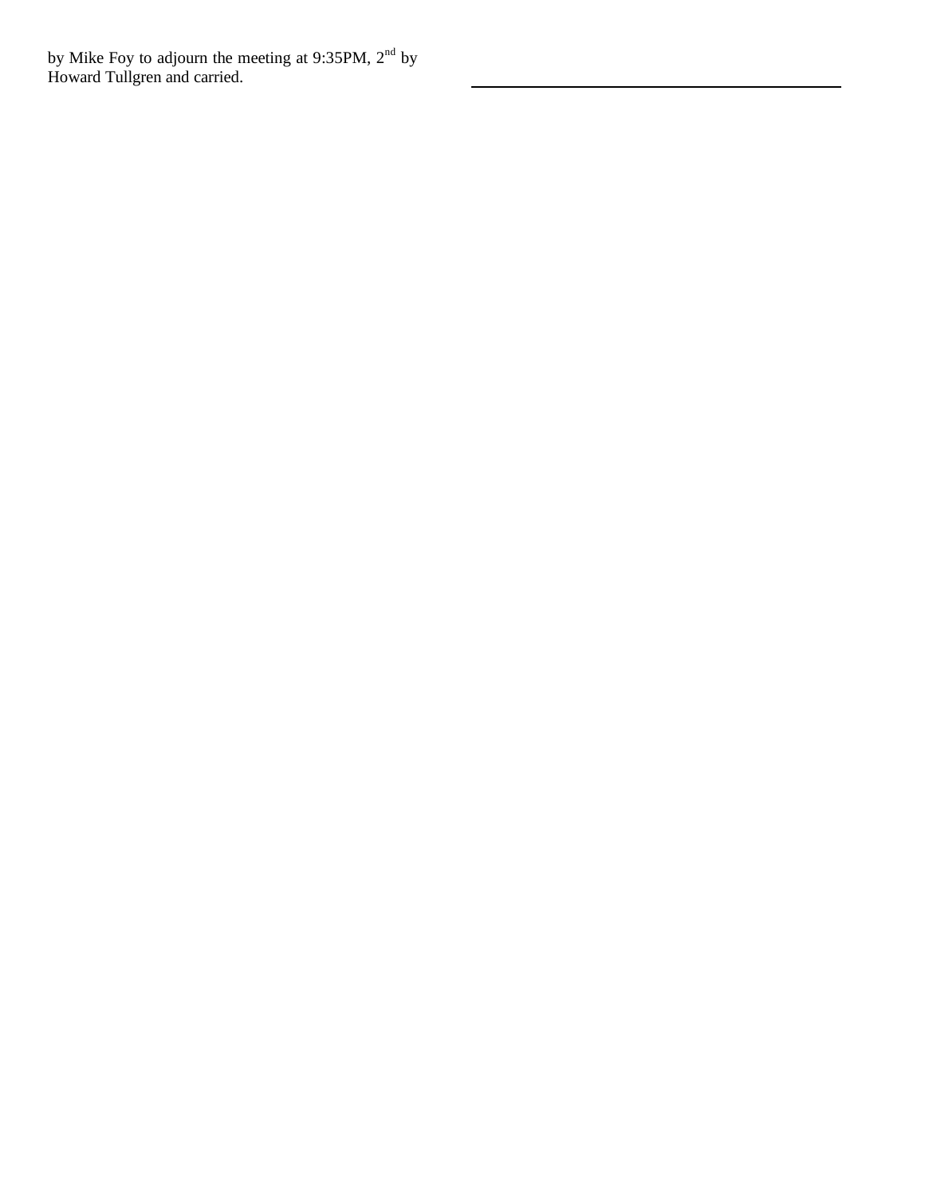by Mike Foy to adjourn the meeting at 9:35PM, 2nd by Howard Tullgren and carried.

\_\_\_\_\_\_\_\_\_\_\_\_\_\_\_\_\_\_\_\_\_\_\_\_\_\_\_\_\_\_\_\_\_\_\_\_\_\_\_\_